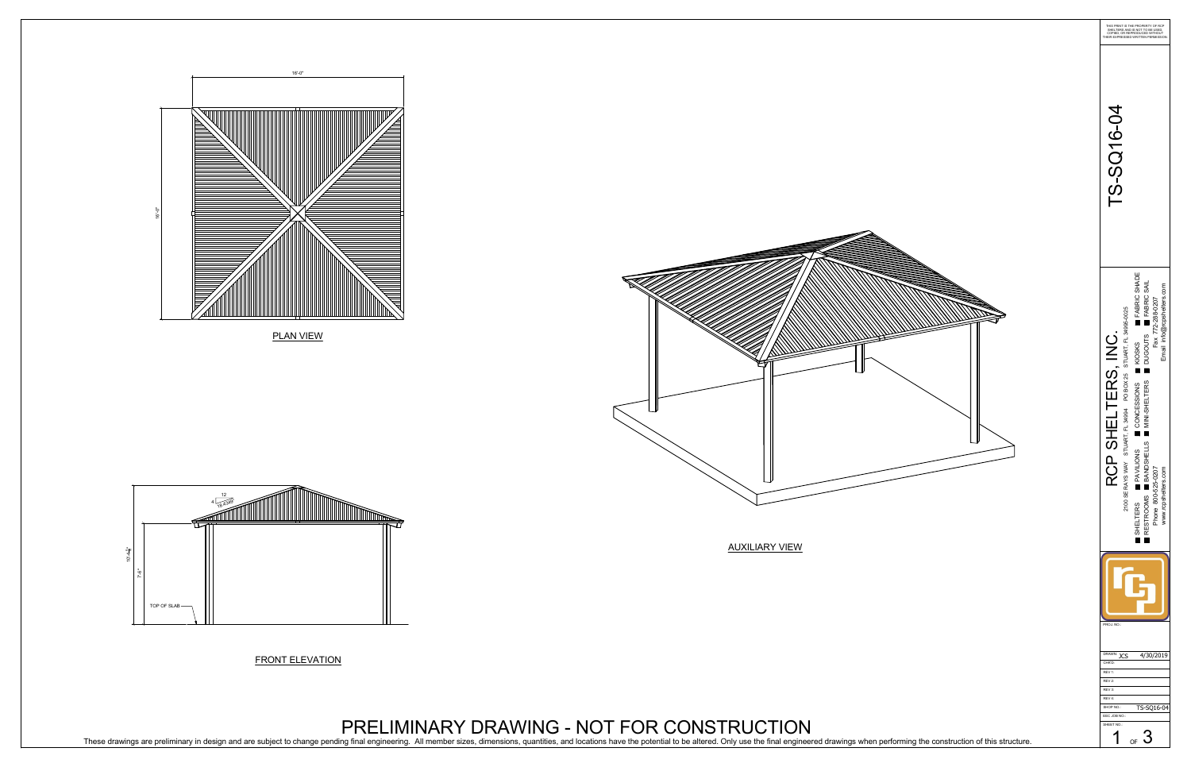16'-0"

16'-0"

PLAN VIEW

12

4

18.4349°

10'-4 1/4"

7'-8"

TOP OF SLAB

FRONT ELEVATION

AUXILIARY VIEW

THIS PRINT IS THE PROPERTY OF RCP SHELTERS AND IS NOT TO BE USED, COPIED, OR REPRODUCED WITHOUT THEIR EXPRESSED WRITTEN PERMISSION.

# TS-SQ16-04

## RCP SHELTERS, INC.

2100 SE RAYS WAY STUART, FL 34994 PO BOX 25 STUART, FL 34995-0025

- SHELTERS
- PAVILIONS
- CONCESSIONS
- KIOSKS
- FABRIC SHADE
- RESTROOMS
- BANDSHELLS
- MINI-SHELTERS
- DUGOUTS
- FABRIC SAIL

Phone: 800-525-0207 Fax: 772-288-0207

www.rcpshelters.com Email: info@rcpshelters.com

| | |
|---|---|
| PROJ. NO.: | |
| DRAWN: JCS | 4/30/2019 |
| CHKD: | |
| REV 1: | |
| REV 2: | |
| REV 3: | |
| REV 4: | |
| SHOP NO.: | TS-SQ16-04 |
| SSC JOB NO.: | |
| SHEET NO.: | 1 OF 3 |

# PRELIMINARY DRAWING - NOT FOR CONSTRUCTION

These drawings are preliminary in design and are subject to change pending final engineering. All member sizes, dimensions, quantities, and locations have the potential to be altered. Only use the final engineered drawings when performing the construction of this structure.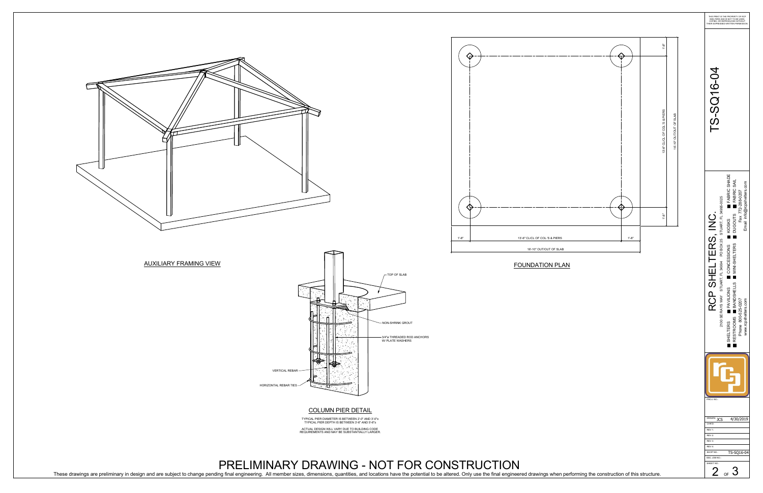## AUXILIARY FRAMING VIEW

## FOUNDATION PLAN

1'-8" | 13'-6" CL/CL OF COL.'S & PIERS | 1'-8"

16'-10" OUT/OUT OF SLAB

1'-8"

13'-6" CL/CL OF COL.'S & PIERS

16'-10" OUT/OUT OF SLAB

1'-8"

## COLUMN PIER DETAIL

- TOP OF SLAB
- NON-SHRINK GROUT
- 3/4"ø THREADED ROD ANCHORS W/ PLATE WASHERS
- VERTICAL REBAR
- HORIZONTAL REBAR TIES

TYPICAL PIER DIAMETER IS BETWEEN 2'-0" AND 3'-0"±
TYPICAL PIER DEPTH IS BETWEEN 3'-6" AND 5'-6"±

ACTUAL DESIGN WILL VARY DUE TO BUILDING CODE REQUIREMENTS AND MAY BE SUBSTANTIALLY LARGER.

# PRELIMINARY DRAWING - NOT FOR CONSTRUCTION

These drawings are preliminary in design and are subject to change pending final engineering. All member sizes, dimensions, quantities, and locations have the potential to be altered. Only use the final engineered drawings when performing the construction of this structure.

THIS PRINT IS THE PROPERTY OF RCP SHELTERS AND IS NOT TO BE USED, COPIED, OR REPRODUCED WITHOUT THEIR EXPRESSED WRITTEN PERMISSION.

# TS-SQ16-04

## RCP SHELTERS, INC.

2100 SE RAYS WAY STUART, FL 34994 PO BOX 25 STUART, FL 34995-0025

- SHELTERS
- PAVILIONS
- CONCESSIONS
- KIOSKS
- FABRIC SHADE
- RESTROOMS
- BANDSHELLS
- MINI-SHELTERS
- DUGOUTS
- FABRIC SAIL

Phone 800-525-0207 Fax 772-288-0207
www.rcpshelters.com Email info@rcpshelters.com

| | |
|---|---|
| PROJ. NO.: | |
| DRAWN: JCS | 4/30/2019 |
| CHK'D: | |
| REV 1: | |
| REV 2: | |
| REV 3: | |
| REV 4: | |
| SHOP NO.: | TS-SQ16-04 |
| SEC. JOB NO.: | |
| SHEET NO.: | 2 OF 3 |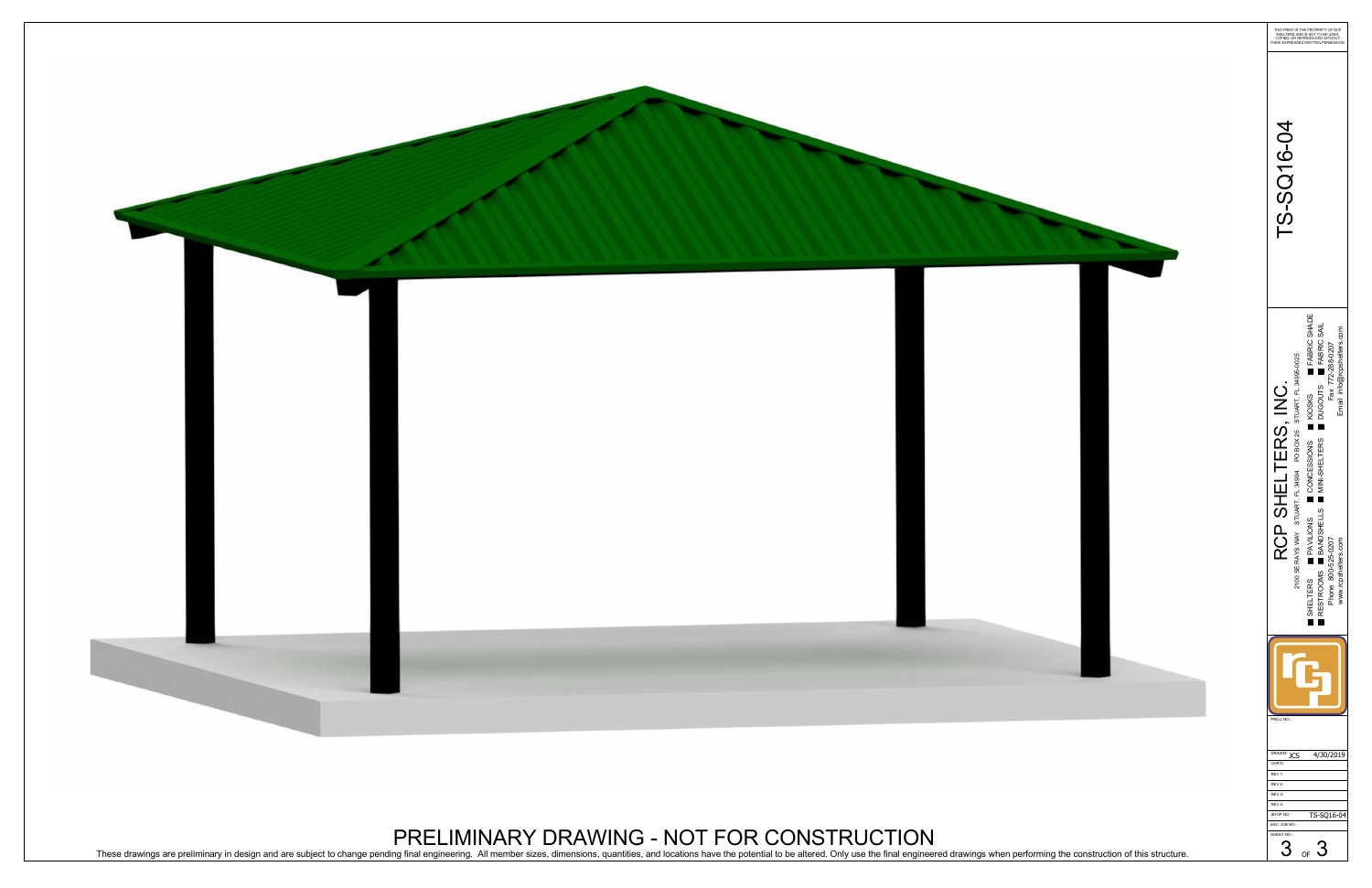# PRELIMINARY DRAWING - NOT FOR CONSTRUCTION

These drawings are preliminary in design and are subject to change pending final engineering. All member sizes, dimensions, quantities, and locations have the potential to be altered. Only use the final engineered drawings when performing the construction of this structure.

THIS PRINT IS THE PROPERTY OF RCP SHELTERS AND IS NOT TO BE USED, COPIED, OR REPRODUCED WITHOUT THEIR EXPRESSED WRITTEN PERMISSION

## TS-SQ16-04

## RCP SHELTERS, INC.

2100 SE RAYS WAY STUART, FL 34994 PO BOX 25 STUART, FL 34995-0025

- SHELTERS
- PAVILIONS
- CONCESSIONS
- KIOSKS
- FABRIC SHADE
- RESTROOMS
- BANDSHELLS
- MINI-SHELTERS
- DUGOUTS
- FABRIC SAIL

Phone 800-525-0207 Fax 772-288-0207
www.rcpshelters.com Email info@rcpshelters.com

| | |
|---|---|
| PROJ. NO.: | |
| DRAWN: JCS | 4/30/2019 |
| CHK'D: | |
| REV 1: | |
| REV 2: | |
| REV 3: | |
| REV 4: | |
| SHOP NO.: | TS-SQ16-04 |
| SEC JOB NO.: | |
| SHEET NO.: | 3 OF 3 |